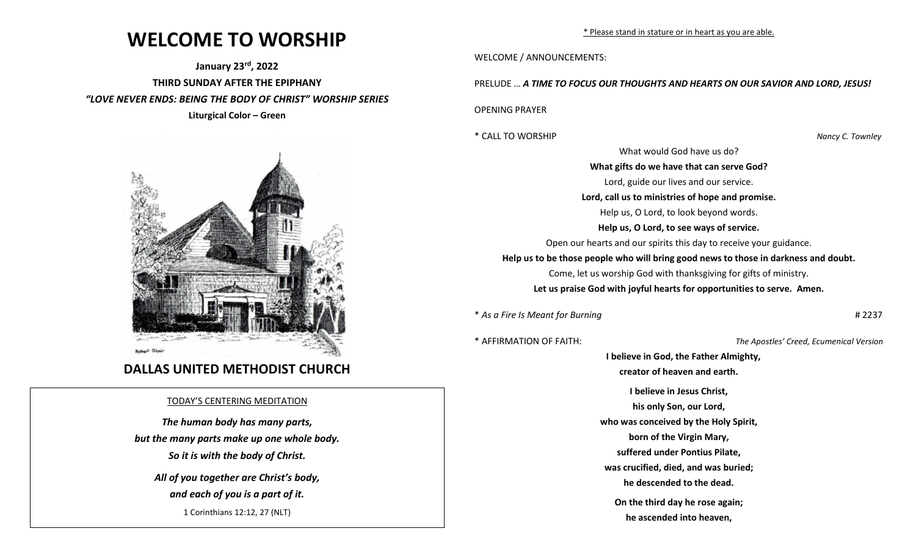# WELCOME TO WORSHIP

**January 23rd, 2022**

**THIRD SUNDAY AFTER THE EPIPHANY**

***"LOVE NEVER ENDS: BEING THE BODY OF CHRIST" WORSHIP SERIES***

**Liturgical Color – Green**

Robert Stair

## DALLAS UNITED METHODIST CHURCH

TODAY'S CENTERING MEDITATION

***The human body has many parts,***
***but the many parts make up one whole body.***
***So it is with the body of Christ.***

***All of you together are Christ's body,***
***and each of you is a part of it.***

1 Corinthians 12:12, 27 (NLT)

* Please stand in stature or in heart as you are able.

WELCOME / ANNOUNCEMENTS:

PRELUDE … ***A TIME TO FOCUS OUR THOUGHTS AND HEARTS ON OUR SAVIOR AND LORD, JESUS!***

OPENING PRAYER

* CALL TO WORSHIP *Nancy C. Townley*

What would God have us do?
**What gifts do we have that can serve God?**
Lord, guide our lives and our service.
**Lord, call us to ministries of hope and promise.**
Help us, O Lord, to look beyond words.
**Help us, O Lord, to see ways of service.**
Open our hearts and our spirits this day to receive your guidance.
**Help us to be those people who will bring good news to those in darkness and doubt.**
Come, let us worship God with thanksgiving for gifts of ministry.
**Let us praise God with joyful hearts for opportunities to serve. Amen.**

* *As a Fire Is Meant for Burning* # 2237

* AFFIRMATION OF FAITH: *The Apostles' Creed, Ecumenical Version*

**I believe in God, the Father Almighty,**
**creator of heaven and earth.**

**I believe in Jesus Christ,**
**his only Son, our Lord,**
**who was conceived by the Holy Spirit,**
**born of the Virgin Mary,**
**suffered under Pontius Pilate,**
**was crucified, died, and was buried;**
**he descended to the dead.**

**On the third day he rose again;**
**he ascended into heaven,**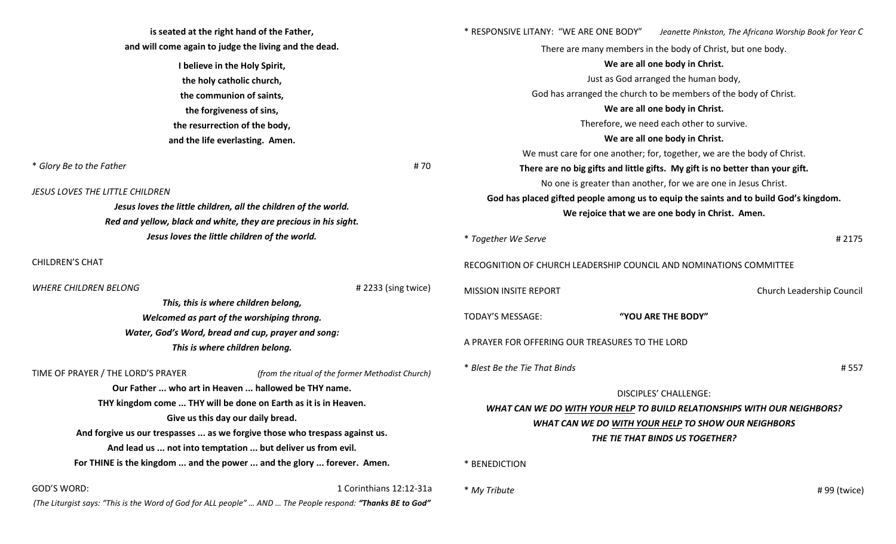**is seated at the right hand of the Father,**
**and will come again to judge the living and the dead.**

**I believe in the Holy Spirit,**
**the holy catholic church,**
**the communion of saints,**
**the forgiveness of sins,**
**the resurrection of the body,**
**and the life everlasting. Amen.**

\* *Glory Be to the Father* # 70

*JESUS LOVES THE LITTLE CHILDREN*

***Jesus loves the little children, all the children of the world.***
***Red and yellow, black and white, they are precious in his sight.***
***Jesus loves the little children of the world.***

CHILDREN'S CHAT

*WHERE CHILDREN BELONG* # 2233 (sing twice)

***This, this is where children belong,***
***Welcomed as part of the worshiping throng.***
***Water, God's Word, bread and cup, prayer and song:***
***This is where children belong.***

TIME OF PRAYER / THE LORD'S PRAYER *(from the ritual of the former Methodist Church)*

**Our Father ... who art in Heaven ... hallowed be THY name.**
**THY kingdom come ... THY will be done on Earth as it is in Heaven.**
**Give us this day our daily bread.**
**And forgive us our trespasses ... as we forgive those who trespass against us.**
**And lead us ... not into temptation ... but deliver us from evil.**
**For THINE is the kingdom ... and the power ... and the glory ... forever. Amen.**

GOD'S WORD: 1 Corinthians 12:12-31a

*(The Liturgist says: "This is the Word of God for ALL people" … AND … The People respond: **"Thanks BE to God"***

\* RESPONSIVE LITANY: "WE ARE ONE BODY" *Jeanette Pinkston, The Africana Worship Book for Year C*

There are many members in the body of Christ, but one body.
**We are all one body in Christ.**
Just as God arranged the human body,
God has arranged the church to be members of the body of Christ.
**We are all one body in Christ.**
Therefore, we need each other to survive.
**We are all one body in Christ.**
We must care for one another; for, together, we are the body of Christ.
**There are no big gifts and little gifts. My gift is no better than your gift.**
No one is greater than another, for we are one in Jesus Christ.
**God has placed gifted people among us to equip the saints and to build God's kingdom.**
**We rejoice that we are one body in Christ. Amen.**

\* *Together We Serve* # 2175

RECOGNITION OF CHURCH LEADERSHIP COUNCIL AND NOMINATIONS COMMITTEE

MISSION INSITE REPORT Church Leadership Council

TODAY'S MESSAGE: **"YOU ARE THE BODY"**

A PRAYER FOR OFFERING OUR TREASURES TO THE LORD

\* *Blest Be the Tie That Binds* # 557

DISCIPLES' CHALLENGE:

***WHAT CAN WE DO <u>WITH YOUR HELP</u> TO BUILD RELATIONSHIPS WITH OUR NEIGHBORS?***
***WHAT CAN WE DO <u>WITH YOUR HELP</u> TO SHOW OUR NEIGHBORS***
***THE TIE THAT BINDS US TOGETHER?***

\* BENEDICTION

\* *My Tribute* # 99 (twice)